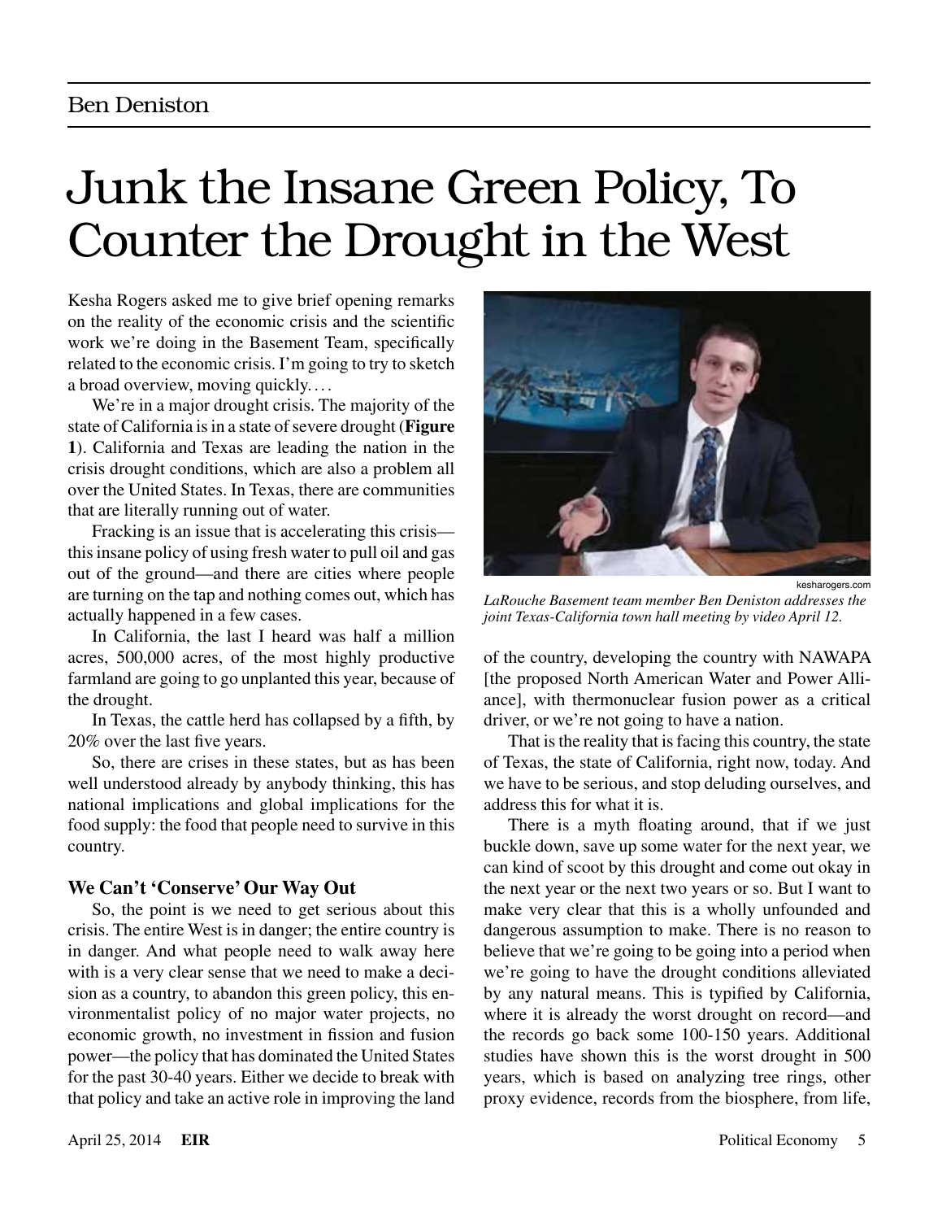Ben Deniston

# Junk the Insane Green Policy, To Counter the Drought in the West

Kesha Rogers asked me to give brief opening remarks on the reality of the economic crisis and the scientific work we're doing in the Basement Team, specifically related to the economic crisis. I'm going to try to sketch a broad overview, moving quickly. . . .

We're in a major drought crisis. The majority of the state of California is in a state of severe drought (**Figure 1**). California and Texas are leading the nation in the crisis drought conditions, which are also a problem all over the United States. In Texas, there are communities that are literally running out of water.

Fracking is an issue that is accelerating this crisis—this insane policy of using fresh water to pull oil and gas out of the ground—and there are cities where people are turning on the tap and nothing comes out, which has actually happened in a few cases.

In California, the last I heard was half a million acres, 500,000 acres, of the most highly productive farmland are going to go unplanted this year, because of the drought.

In Texas, the cattle herd has collapsed by a fifth, by 20% over the last five years.

So, there are crises in these states, but as has been well understood already by anybody thinking, this has national implications and global implications for the food supply: the food that people need to survive in this country.

### We Can't 'Conserve' Our Way Out

So, the point is we need to get serious about this crisis. The entire West is in danger; the entire country is in danger. And what people need to walk away here with is a very clear sense that we need to make a decision as a country, to abandon this green policy, this environmentalist policy of no major water projects, no economic growth, no investment in fission and fusion power—the policy that has dominated the United States for the past 30-40 years. Either we decide to break with that policy and take an active role in improving the land of the country, developing the country with NAWAPA [the proposed North American Water and Power Alliance], with thermonuclear fusion power as a critical driver, or we're not going to have a nation.

kesharogers.com

*LaRouche Basement team member Ben Deniston addresses the joint Texas-California town hall meeting by video April 12.*

That is the reality that is facing this country, the state of Texas, the state of California, right now, today. And we have to be serious, and stop deluding ourselves, and address this for what it is.

There is a myth floating around, that if we just buckle down, save up some water for the next year, we can kind of scoot by this drought and come out okay in the next year or the next two years or so. But I want to make very clear that this is a wholly unfounded and dangerous assumption to make. There is no reason to believe that we're going to be going into a period when we're going to have the drought conditions alleviated by any natural means. This is typified by California, where it is already the worst drought on record—and the records go back some 100-150 years. Additional studies have shown this is the worst drought in 500 years, which is based on analyzing tree rings, other proxy evidence, records from the biosphere, from life,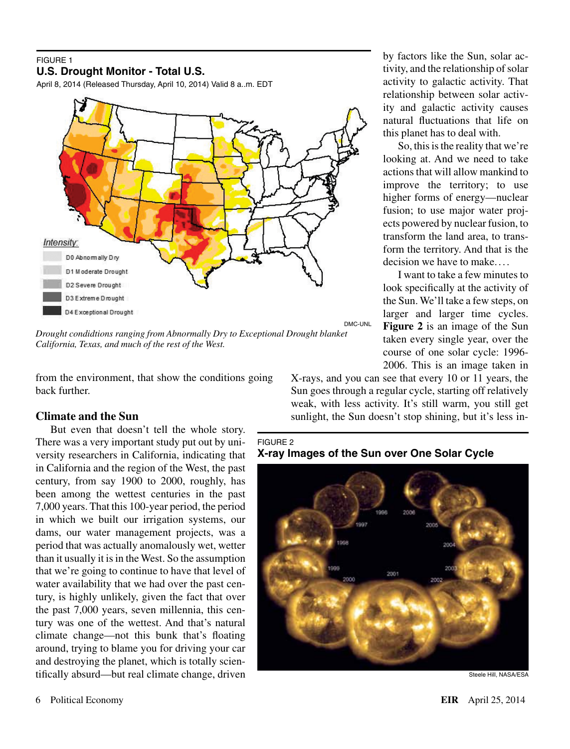FIGURE 1

**U.S. Drought Monitor - Total U.S.**

April 8, 2014 (Released Thursday, April 10, 2014) Valid 8 a..m. EDT

Intensity:
- D0 Abnormally Dry
- D1 Moderate Drought
- D2 Severe Drought
- D3 Extreme Drought
- D4 Exceptional Drought

DMC-UNL

*Drought condidtions ranging from Abnormally Dry to Exceptional Drought blanket California, Texas, and much of the rest of the West.*

from the environment, that show the conditions going back further.

## Climate and the Sun

But even that doesn't tell the whole story. There was a very important study put out by university researchers in California, indicating that in California and the region of the West, the past century, from say 1900 to 2000, roughly, has been among the wettest centuries in the past 7,000 years. That this 100-year period, the period in which we built our irrigation systems, our dams, our water management projects, was a period that was actually anomalously wet, wetter than it usually it is in the West. So the assumption that we're going to continue to have that level of water availability that we had over the past century, is highly unlikely, given the fact that over the past 7,000 years, seven millennia, this century was one of the wettest. And that's natural climate change—not this bunk that's floating around, trying to blame you for driving your car and destroying the planet, which is totally scientifically absurd—but real climate change, driven by factors like the Sun, solar activity, and the relationship of solar activity to galactic activity. That relationship between solar activity and galactic activity causes natural fluctuations that life on this planet has to deal with.

So, this is the reality that we're looking at. And we need to take actions that will allow mankind to improve the territory; to use higher forms of energy—nuclear fusion; to use major water projects powered by nuclear fusion, to transform the land area, to transform the territory. And that is the decision we have to make. . . .

I want to take a few minutes to look specifically at the activity of the Sun. We'll take a few steps, on larger and larger time cycles. **Figure 2** is an image of the Sun taken every single year, over the course of one solar cycle: 1996-2006. This is an image taken in X-rays, and you can see that every 10 or 11 years, the Sun goes through a regular cycle, starting off relatively weak, with less activity. It's still warm, you still get sunlight, the Sun doesn't stop shining, but it's less in-

FIGURE 2

**X-ray Images of the Sun over One Solar Cycle**

Steele Hill, NASA/ESA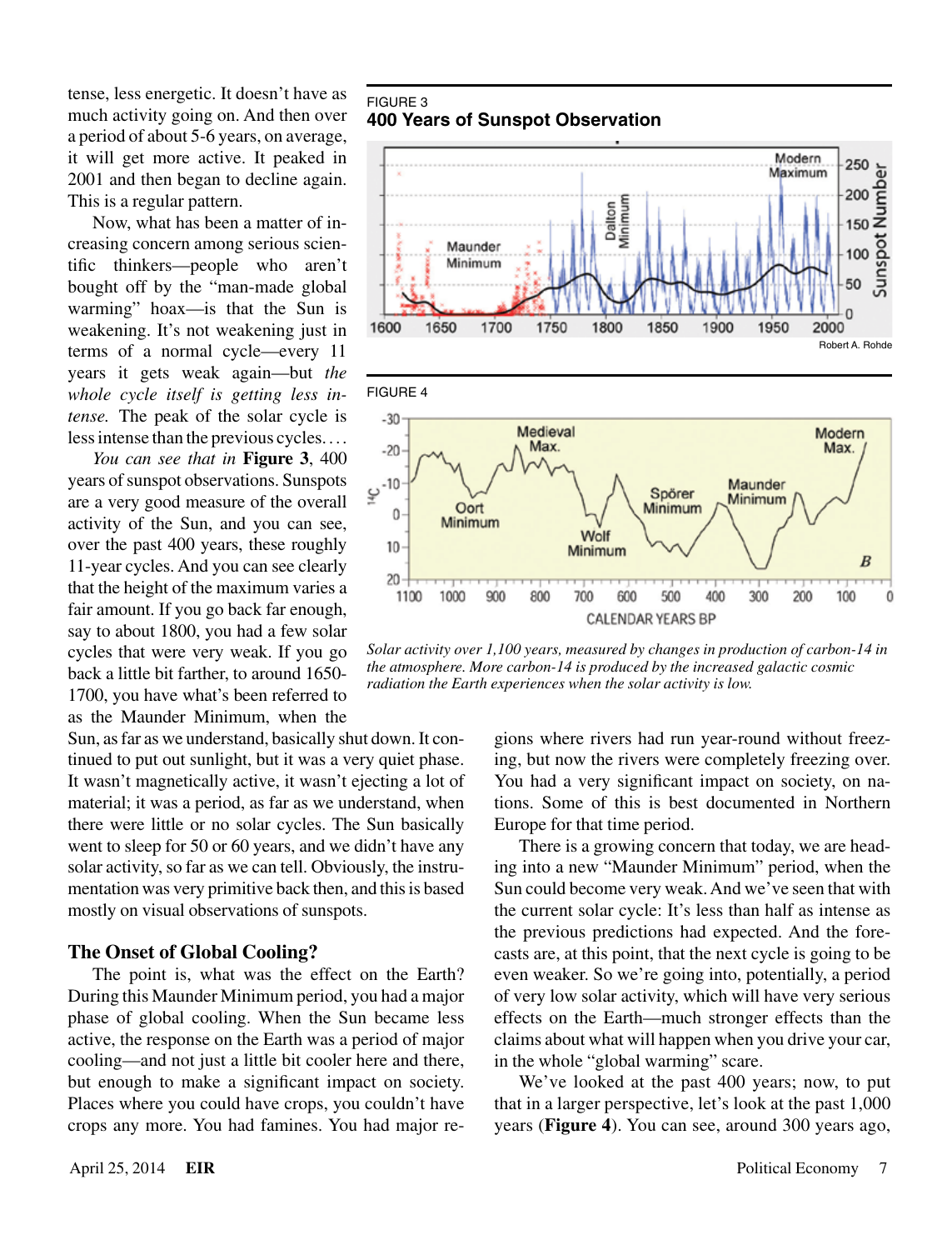tense, less energetic. It doesn't have as much activity going on. And then over a period of about 5-6 years, on average, it will get more active. It peaked in 2001 and then began to decline again. This is a regular pattern.

Now, what has been a matter of increasing concern among serious scientific thinkers—people who aren't bought off by the "man-made global warming" hoax—is that the Sun is weakening. It's not weakening just in terms of a normal cycle—every 11 years it gets weak again—but *the whole cycle itself is getting less intense.* The peak of the solar cycle is less intense than the previous cycles. . . .

*You can see that in* **Figure 3**, 400 years of sunspot observations. Sunspots are a very good measure of the overall activity of the Sun, and you can see, over the past 400 years, these roughly 11-year cycles. And you can see clearly that the height of the maximum varies a fair amount. If you go back far enough, say to about 1800, you had a few solar cycles that were very weak. If you go back a little bit farther, to around 1650-1700, you have what's been referred to as the Maunder Minimum, when the Sun, as far as we understand, basically shut down. It continued to put out sunlight, but it was a very quiet phase. It wasn't magnetically active, it wasn't ejecting a lot of material; it was a period, as far as we understand, when there were little or no solar cycles. The Sun basically went to sleep for 50 or 60 years, and we didn't have any solar activity, so far as we can tell. Obviously, the instrumentation was very primitive back then, and this is based mostly on visual observations of sunspots.

FIGURE 3

**400 Years of Sunspot Observation**

Robert A. Rohde

FIGURE 4

*Solar activity over 1,100 years, measured by changes in production of carbon-14 in the atmosphere. More carbon-14 is produced by the increased galactic cosmic radiation the Earth experiences when the solar activity is low.*

### The Onset of Global Cooling?

The point is, what was the effect on the Earth? During this Maunder Minimum period, you had a major phase of global cooling. When the Sun became less active, the response on the Earth was a period of major cooling—and not just a little bit cooler here and there, but enough to make a significant impact on society. Places where you could have crops, you couldn't have crops any more. You had famines. You had major regions where rivers had run year-round without freezing, but now the rivers were completely freezing over. You had a very significant impact on society, on nations. Some of this is best documented in Northern Europe for that time period.

There is a growing concern that today, we are heading into a new "Maunder Minimum" period, when the Sun could become very weak. And we've seen that with the current solar cycle: It's less than half as intense as the previous predictions had expected. And the forecasts are, at this point, that the next cycle is going to be even weaker. So we're going into, potentially, a period of very low solar activity, which will have very serious effects on the Earth—much stronger effects than the claims about what will happen when you drive your car, in the whole "global warming" scare.

We've looked at the past 400 years; now, to put that in a larger perspective, let's look at the past 1,000 years (**Figure 4**). You can see, around 300 years ago,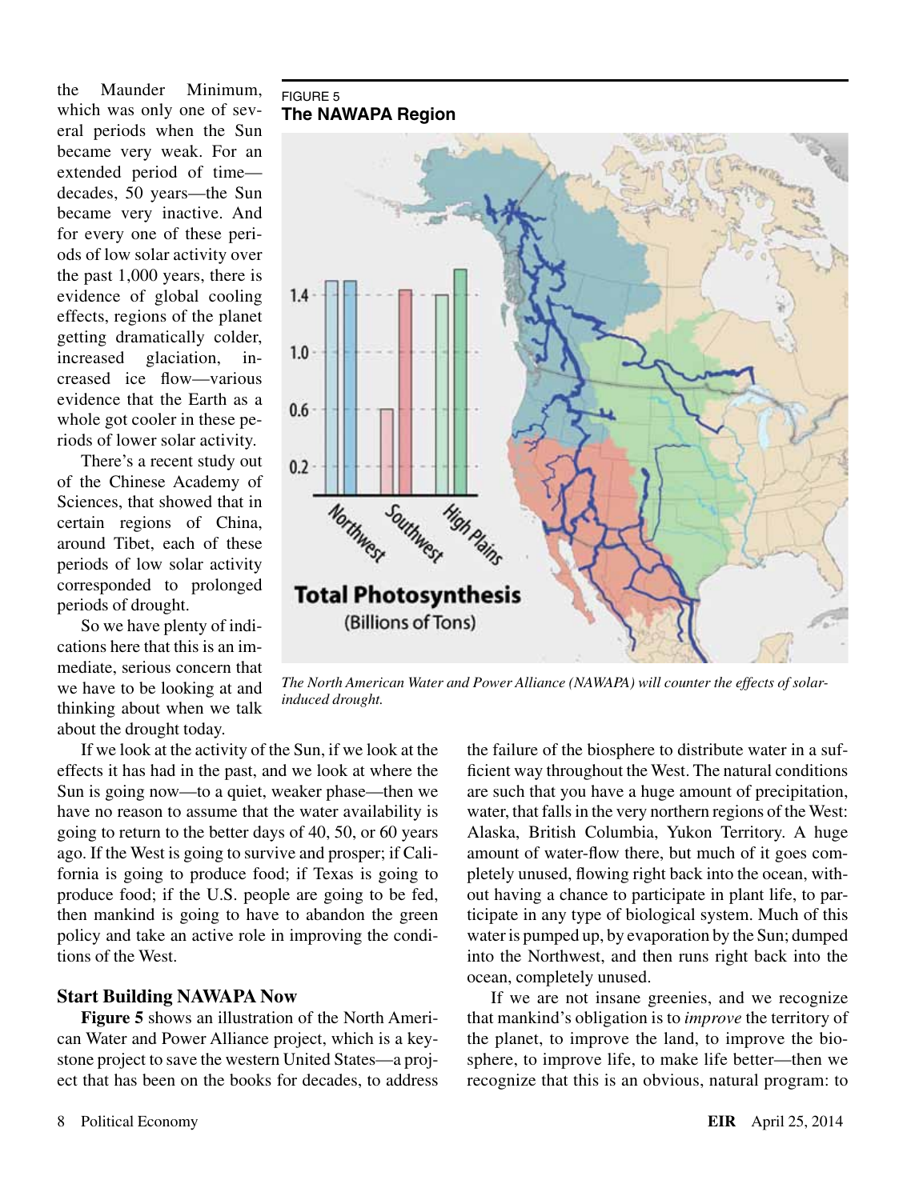the Maunder Minimum, which was only one of several periods when the Sun became very weak. For an extended period of time—decades, 50 years—the Sun became very inactive. And for every one of these periods of low solar activity over the past 1,000 years, there is evidence of global cooling effects, regions of the planet getting dramatically colder, increased glaciation, increased ice flow—various evidence that the Earth as a whole got cooler in these periods of lower solar activity.

There's a recent study out of the Chinese Academy of Sciences, that showed that in certain regions of China, around Tibet, each of these periods of low solar activity corresponded to prolonged periods of drought.

So we have plenty of indications here that this is an immediate, serious concern that we have to be looking at and thinking about when we talk about the drought today.

FIGURE 5
**The NAWAPA Region**

*The North American Water and Power Alliance (NAWAPA) will counter the effects of solar-induced drought.*

If we look at the activity of the Sun, if we look at the effects it has had in the past, and we look at where the Sun is going now—to a quiet, weaker phase—then we have no reason to assume that the water availability is going to return to the better days of 40, 50, or 60 years ago. If the West is going to survive and prosper; if California is going to produce food; if Texas is going to produce food; if the U.S. people are going to be fed, then mankind is going to have to abandon the green policy and take an active role in improving the conditions of the West.

## Start Building NAWAPA Now

**Figure 5** shows an illustration of the North American Water and Power Alliance project, which is a keystone project to save the western United States—a project that has been on the books for decades, to address the failure of the biosphere to distribute water in a sufficient way throughout the West. The natural conditions are such that you have a huge amount of precipitation, water, that falls in the very northern regions of the West: Alaska, British Columbia, Yukon Territory. A huge amount of water-flow there, but much of it goes completely unused, flowing right back into the ocean, without having a chance to participate in plant life, to participate in any type of biological system. Much of this water is pumped up, by evaporation by the Sun; dumped into the Northwest, and then runs right back into the ocean, completely unused.

If we are not insane greenies, and we recognize that mankind's obligation is to *improve* the territory of the planet, to improve the land, to improve the biosphere, to improve life, to make life better—then we recognize that this is an obvious, natural program: to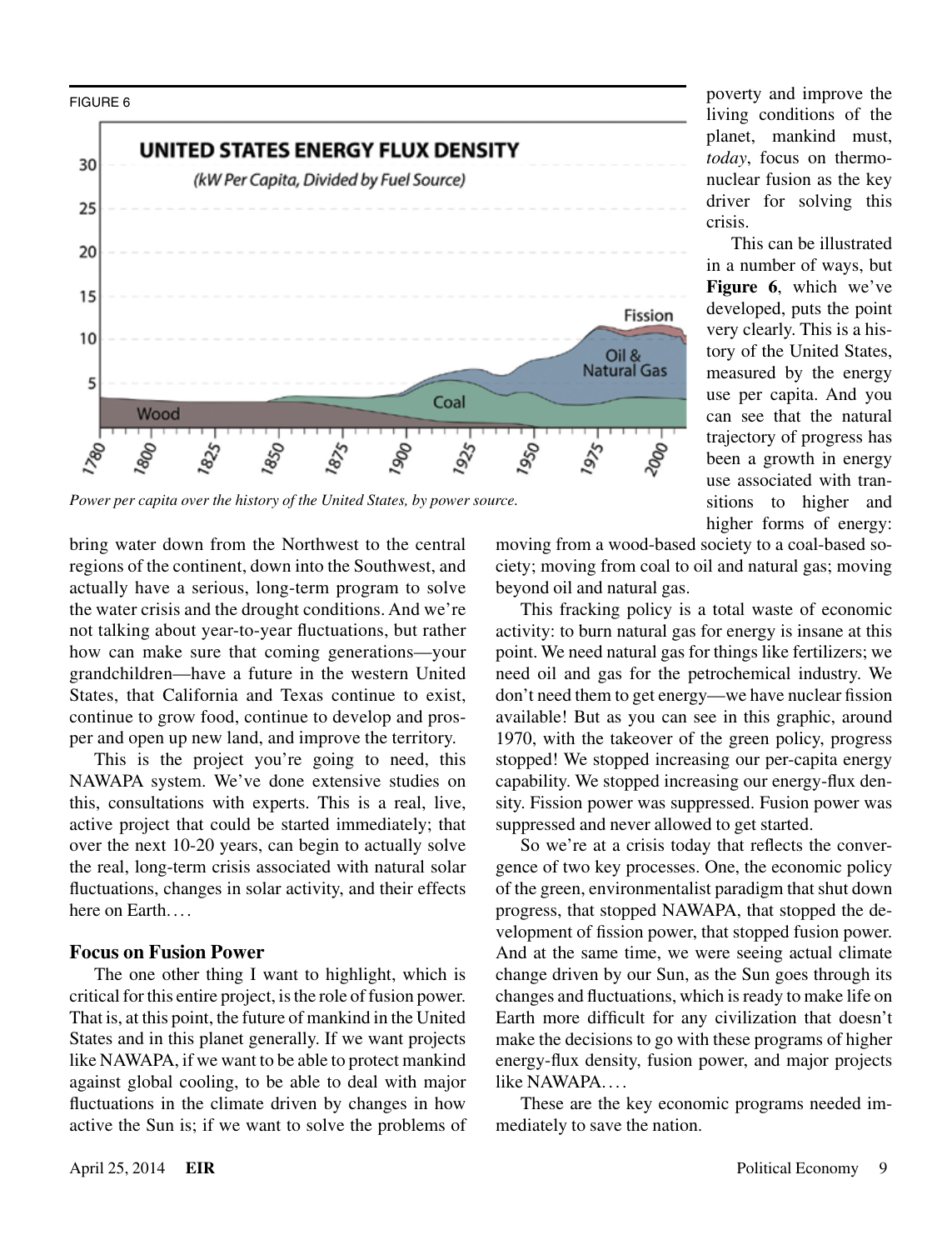FIGURE 6

UNITED STATES ENERGY FLUX DENSITY

(kW Per Capita, Divided by Fuel Source)

30
25
20
15
10
5

Fission
Oil & Natural Gas
Coal
Wood

1780 1800 1825 1850 1875 1900 1925 1950 1975 2000

*Power per capita over the history of the United States, by power source.*

bring water down from the Northwest to the central regions of the continent, down into the Southwest, and actually have a serious, long-term program to solve the water crisis and the drought conditions. And we're not talking about year-to-year fluctuations, but rather how can make sure that coming generations—your grandchildren—have a future in the western United States, that California and Texas continue to exist, continue to grow food, continue to develop and prosper and open up new land, and improve the territory.

This is the project you're going to need, this NAWAPA system. We've done extensive studies on this, consultations with experts. This is a real, live, active project that could be started immediately; that over the next 10-20 years, can begin to actually solve the real, long-term crisis associated with natural solar fluctuations, changes in solar activity, and their effects here on Earth. . . .

### Focus on Fusion Power

The one other thing I want to highlight, which is critical for this entire project, is the role of fusion power. That is, at this point, the future of mankind in the United States and in this planet generally. If we want projects like NAWAPA, if we want to be able to protect mankind against global cooling, to be able to deal with major fluctuations in the climate driven by changes in how active the Sun is; if we want to solve the problems of poverty and improve the living conditions of the planet, mankind must, *today*, focus on thermonuclear fusion as the key driver for solving this crisis.

This can be illustrated in a number of ways, but **Figure 6**, which we've developed, puts the point very clearly. This is a history of the United States, measured by the energy use per capita. And you can see that the natural trajectory of progress has been a growth in energy use associated with transitions to higher and higher forms of energy: moving from a wood-based society to a coal-based society; moving from coal to oil and natural gas; moving beyond oil and natural gas.

This fracking policy is a total waste of economic activity: to burn natural gas for energy is insane at this point. We need natural gas for things like fertilizers; we need oil and gas for the petrochemical industry. We don't need them to get energy—we have nuclear fission available! But as you can see in this graphic, around 1970, with the takeover of the green policy, progress stopped! We stopped increasing our per-capita energy capability. We stopped increasing our energy-flux density. Fission power was suppressed. Fusion power was suppressed and never allowed to get started.

So we're at a crisis today that reflects the convergence of two key processes. One, the economic policy of the green, environmentalist paradigm that shut down progress, that stopped NAWAPA, that stopped the development of fission power, that stopped fusion power. And at the same time, we were seeing actual climate change driven by our Sun, as the Sun goes through its changes and fluctuations, which is ready to make life on Earth more difficult for any civilization that doesn't make the decisions to go with these programs of higher energy-flux density, fusion power, and major projects like NAWAPA. . . .

These are the key economic programs needed immediately to save the nation.